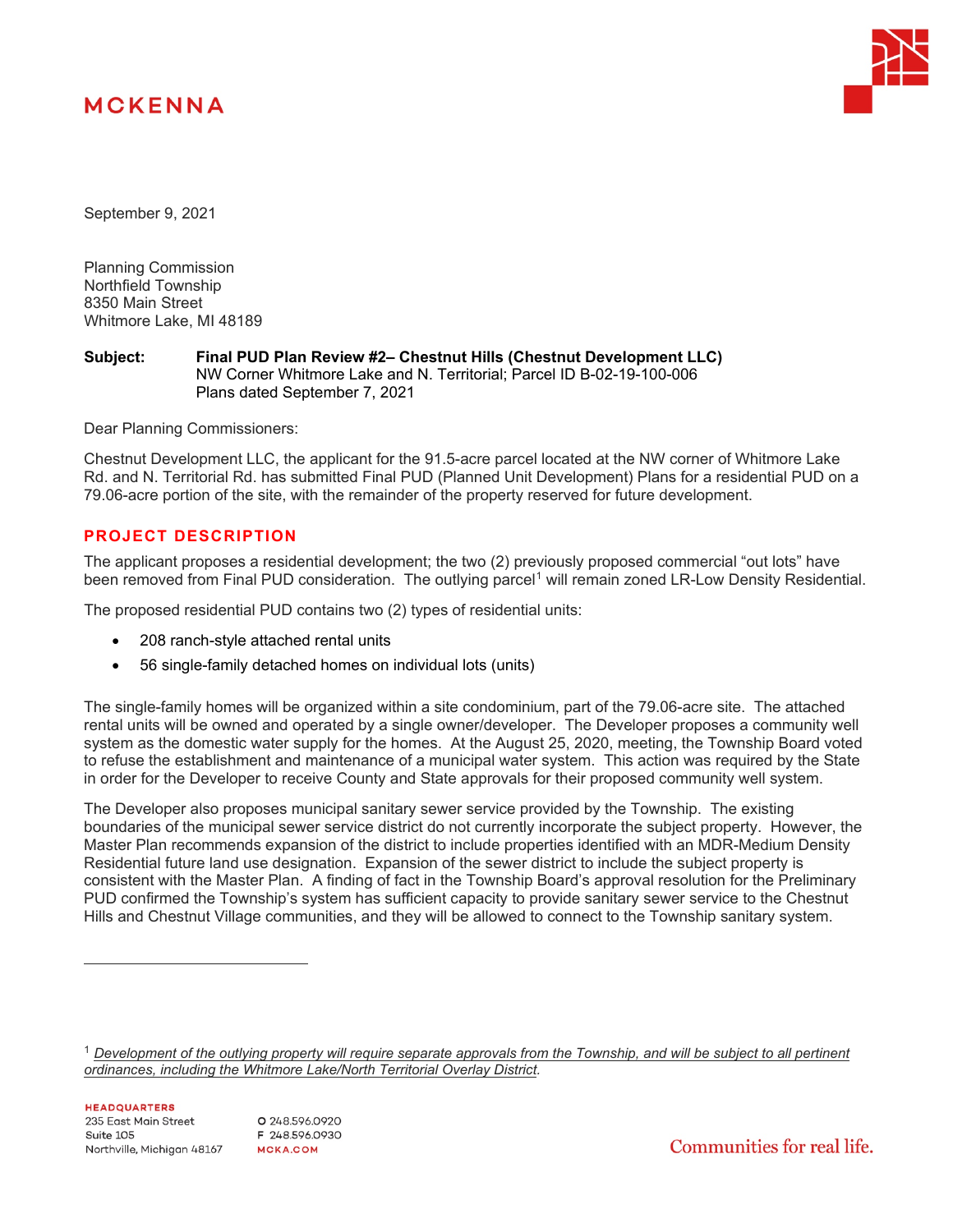MCKENNA

September 9, 2021

Planning Commission
Northfield Township
8350 Main Street
Whitmore Lake, MI 48189

**Subject:** **Final PUD Plan Review #2– Chestnut Hills (Chestnut Development LLC)**
NW Corner Whitmore Lake and N. Territorial; Parcel ID B-02-19-100-006
Plans dated September 7, 2021

Dear Planning Commissioners:

Chestnut Development LLC, the applicant for the 91.5-acre parcel located at the NW corner of Whitmore Lake Rd. and N. Territorial Rd. has submitted Final PUD (Planned Unit Development) Plans for a residential PUD on a 79.06-acre portion of the site, with the remainder of the property reserved for future development.

## PROJECT DESCRIPTION

The applicant proposes a residential development; the two (2) previously proposed commercial "out lots" have been removed from Final PUD consideration. The outlying parcel[1] will remain zoned LR-Low Density Residential.

The proposed residential PUD contains two (2) types of residential units:

- 208 ranch-style attached rental units
- 56 single-family detached homes on individual lots (units)

The single-family homes will be organized within a site condominium, part of the 79.06-acre site. The attached rental units will be owned and operated by a single owner/developer. The Developer proposes a community well system as the domestic water supply for the homes. At the August 25, 2020, meeting, the Township Board voted to refuse the establishment and maintenance of a municipal water system. This action was required by the State in order for the Developer to receive County and State approvals for their proposed community well system.

The Developer also proposes municipal sanitary sewer service provided by the Township. The existing boundaries of the municipal sewer service district do not currently incorporate the subject property. However, the Master Plan recommends expansion of the district to include properties identified with an MDR-Medium Density Residential future land use designation. Expansion of the sewer district to include the subject property is consistent with the Master Plan. A finding of fact in the Township Board's approval resolution for the Preliminary PUD confirmed the Township's system has sufficient capacity to provide sanitary sewer service to the Chestnut Hills and Chestnut Village communities, and they will be allowed to connect to the Township sanitary system.

---

[1] *Development of the outlying property will require separate approvals from the Township, and will be subject to all pertinent ordinances, including the Whitmore Lake/North Territorial Overlay District.*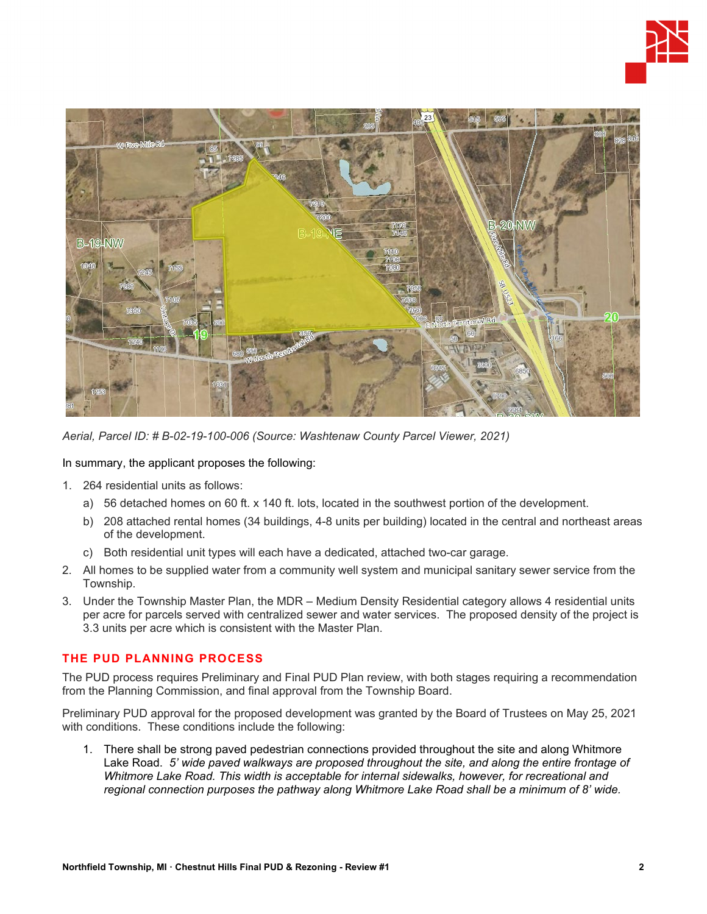*Aerial, Parcel ID: # B-02-19-100-006 (Source: Washtenaw County Parcel Viewer, 2021)*

In summary, the applicant proposes the following:

1. 264 residential units as follows:
   a) 56 detached homes on 60 ft. x 140 ft. lots, located in the southwest portion of the development.
   b) 208 attached rental homes (34 buildings, 4-8 units per building) located in the central and northeast areas of the development.
   c) Both residential unit types will each have a dedicated, attached two-car garage.
2. All homes to be supplied water from a community well system and municipal sanitary sewer service from the Township.
3. Under the Township Master Plan, the MDR – Medium Density Residential category allows 4 residential units per acre for parcels served with centralized sewer and water services. The proposed density of the project is 3.3 units per acre which is consistent with the Master Plan.

## THE PUD PLANNING PROCESS

The PUD process requires Preliminary and Final PUD Plan review, with both stages requiring a recommendation from the Planning Commission, and final approval from the Township Board.

Preliminary PUD approval for the proposed development was granted by the Board of Trustees on May 25, 2021 with conditions. These conditions include the following:

1. There shall be strong paved pedestrian connections provided throughout the site and along Whitmore Lake Road. *5' wide paved walkways are proposed throughout the site, and along the entire frontage of Whitmore Lake Road. This width is acceptable for internal sidewalks, however, for recreational and regional connection purposes the pathway along Whitmore Lake Road shall be a minimum of 8' wide.*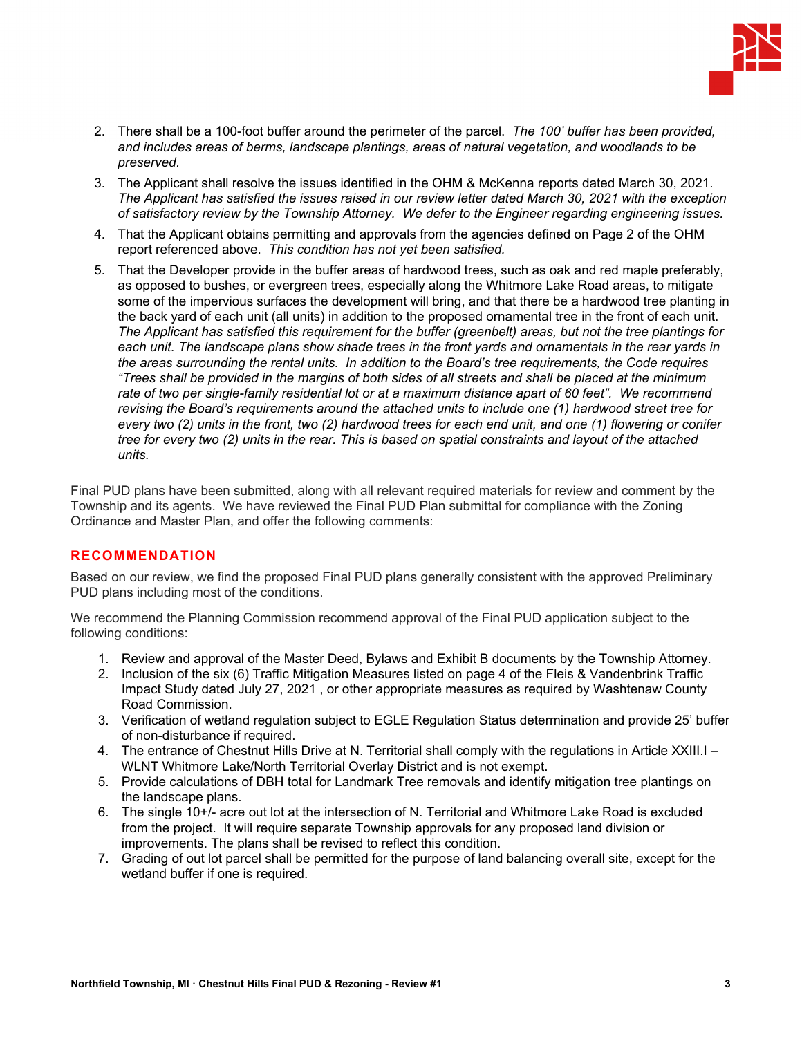2. There shall be a 100-foot buffer around the perimeter of the parcel. *The 100' buffer has been provided, and includes areas of berms, landscape plantings, areas of natural vegetation, and woodlands to be preserved.*
3. The Applicant shall resolve the issues identified in the OHM & McKenna reports dated March 30, 2021. *The Applicant has satisfied the issues raised in our review letter dated March 30, 2021 with the exception of satisfactory review by the Township Attorney. We defer to the Engineer regarding engineering issues.*
4. That the Applicant obtains permitting and approvals from the agencies defined on Page 2 of the OHM report referenced above. *This condition has not yet been satisfied.*
5. That the Developer provide in the buffer areas of hardwood trees, such as oak and red maple preferably, as opposed to bushes, or evergreen trees, especially along the Whitmore Lake Road areas, to mitigate some of the impervious surfaces the development will bring, and that there be a hardwood tree planting in the back yard of each unit (all units) in addition to the proposed ornamental tree in the front of each unit. *The Applicant has satisfied this requirement for the buffer (greenbelt) areas, but not the tree plantings for each unit. The landscape plans show shade trees in the front yards and ornamentals in the rear yards in the areas surrounding the rental units. In addition to the Board's tree requirements, the Code requires "Trees shall be provided in the margins of both sides of all streets and shall be placed at the minimum rate of two per single-family residential lot or at a maximum distance apart of 60 feet". We recommend revising the Board's requirements around the attached units to include one (1) hardwood street tree for every two (2) units in the front, two (2) hardwood trees for each end unit, and one (1) flowering or conifer tree for every two (2) units in the rear. This is based on spatial constraints and layout of the attached units.*

Final PUD plans have been submitted, along with all relevant required materials for review and comment by the Township and its agents. We have reviewed the Final PUD Plan submittal for compliance with the Zoning Ordinance and Master Plan, and offer the following comments:

## RECOMMENDATION

Based on our review, we find the proposed Final PUD plans generally consistent with the approved Preliminary PUD plans including most of the conditions.

We recommend the Planning Commission recommend approval of the Final PUD application subject to the following conditions:

1. Review and approval of the Master Deed, Bylaws and Exhibit B documents by the Township Attorney.
2. Inclusion of the six (6) Traffic Mitigation Measures listed on page 4 of the Fleis & Vandenbrink Traffic Impact Study dated July 27, 2021 , or other appropriate measures as required by Washtenaw County Road Commission.
3. Verification of wetland regulation subject to EGLE Regulation Status determination and provide 25' buffer of non-disturbance if required.
4. The entrance of Chestnut Hills Drive at N. Territorial shall comply with the regulations in Article XXIII.I – WLNT Whitmore Lake/North Territorial Overlay District and is not exempt.
5. Provide calculations of DBH total for Landmark Tree removals and identify mitigation tree plantings on the landscape plans.
6. The single 10+/- acre out lot at the intersection of N. Territorial and Whitmore Lake Road is excluded from the project. It will require separate Township approvals for any proposed land division or improvements. The plans shall be revised to reflect this condition.
7. Grading of out lot parcel shall be permitted for the purpose of land balancing overall site, except for the wetland buffer if one is required.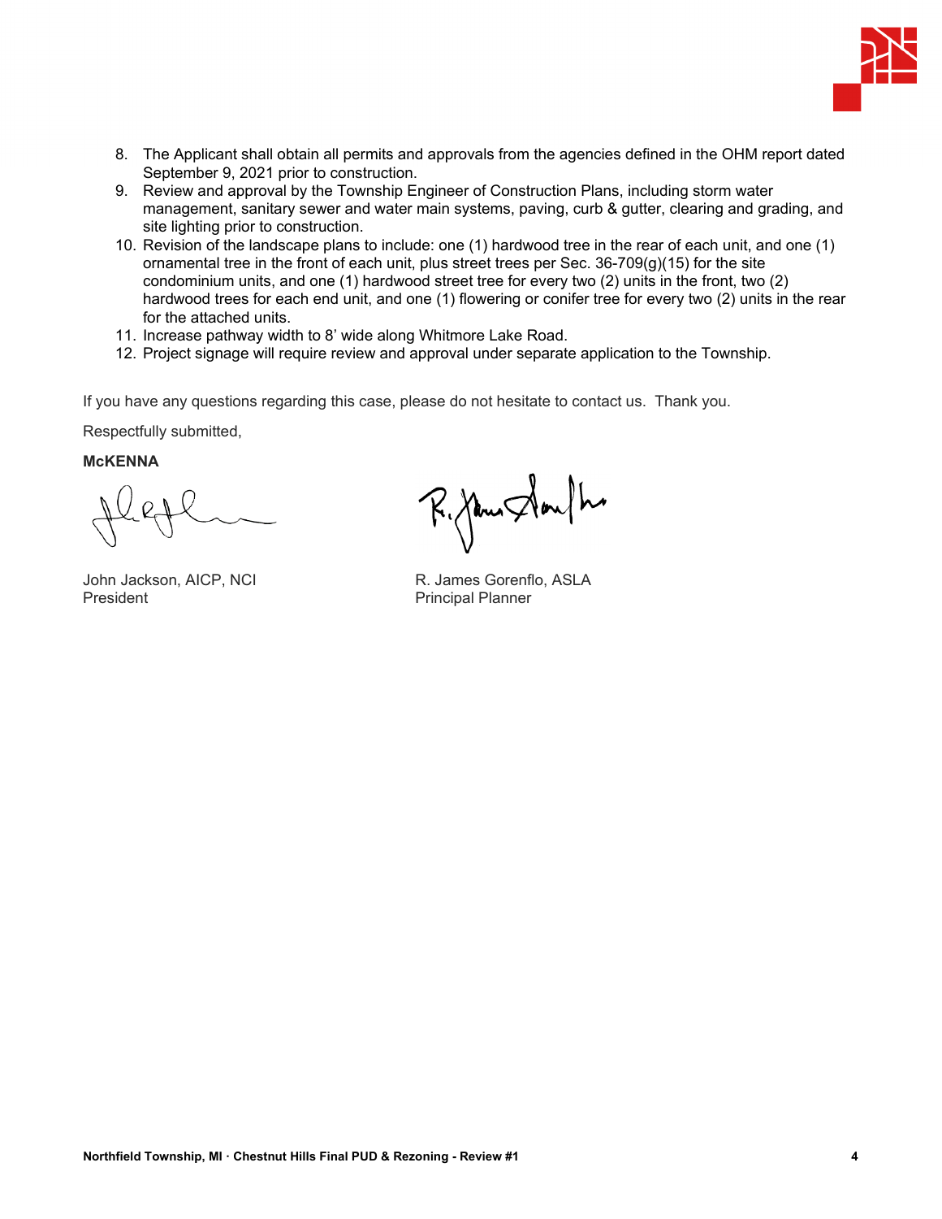8. The Applicant shall obtain all permits and approvals from the agencies defined in the OHM report dated September 9, 2021 prior to construction.
9. Review and approval by the Township Engineer of Construction Plans, including storm water management, sanitary sewer and water main systems, paving, curb & gutter, clearing and grading, and site lighting prior to construction.
10. Revision of the landscape plans to include: one (1) hardwood tree in the rear of each unit, and one (1) ornamental tree in the front of each unit, plus street trees per Sec. 36-709(g)(15) for the site condominium units, and one (1) hardwood street tree for every two (2) units in the front, two (2) hardwood trees for each end unit, and one (1) flowering or conifer tree for every two (2) units in the rear for the attached units.
11. Increase pathway width to 8' wide along Whitmore Lake Road.
12. Project signage will require review and approval under separate application to the Township.

If you have any questions regarding this case, please do not hesitate to contact us. Thank you.

Respectfully submitted,

**McKENNA**

John Jackson, AICP, NCI
President

R. James Gorenflo, ASLA
Principal Planner